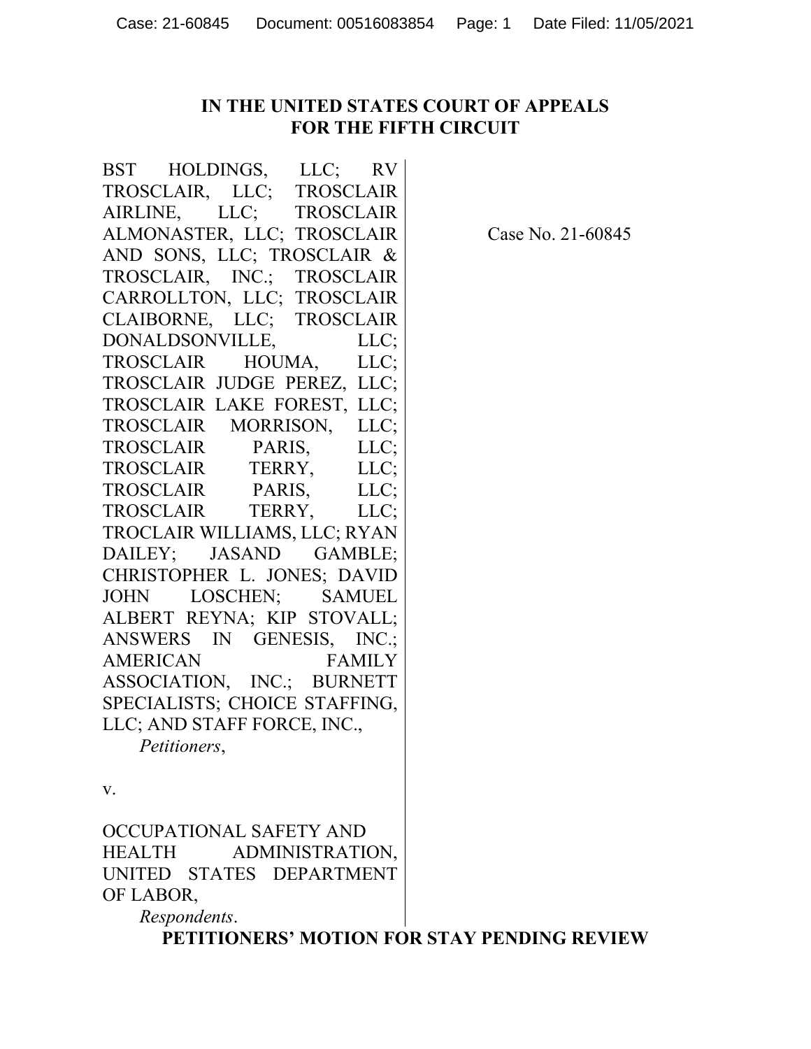**IN THE UNITED STATES COURT OF APPEALS FOR THE FIFTH CIRCUIT**

BST HOLDINGS, LLC; RV TROSCLAIR, LLC; TROSCLAIR AIRLINE, LLC; TROSCLAIR ALMONASTER, LLC; TROSCLAIR AND SONS, LLC; TROSCLAIR & TROSCLAIR, INC.; TROSCLAIR CARROLLTON, LLC; TROSCLAIR CLAIBORNE, LLC; TROSCLAIR DONALDSONVILLE, LLC; TROSCLAIR HOUMA, LLC; TROSCLAIR JUDGE PEREZ, LLC; TROSCLAIR LAKE FOREST, LLC; TROSCLAIR MORRISON, LLC; TROSCLAIR PARIS, LLC; TROSCLAIR TERRY, LLC; TROSCLAIR PARIS, LLC; TROSCLAIR TERRY, LLC; TROCLAIR WILLIAMS, LLC; RYAN DAILEY; JASAND GAMBLE; CHRISTOPHER L. JONES; DAVID JOHN LOSCHEN; SAMUEL ALBERT REYNA; KIP STOVALL; ANSWERS IN GENESIS, INC.; AMERICAN FAMILY ASSOCIATION, INC.; BURNETT SPECIALISTS; CHOICE STAFFING, LLC; AND STAFF FORCE, INC.,

*Petitioners*,

v.

OCCUPATIONAL SAFETY AND HEALTH ADMINISTRATION, UNITED STATES DEPARTMENT OF LABOR,

*Respondents*.

Case No. 21-60845

**PETITIONERS' MOTION FOR STAY PENDING REVIEW**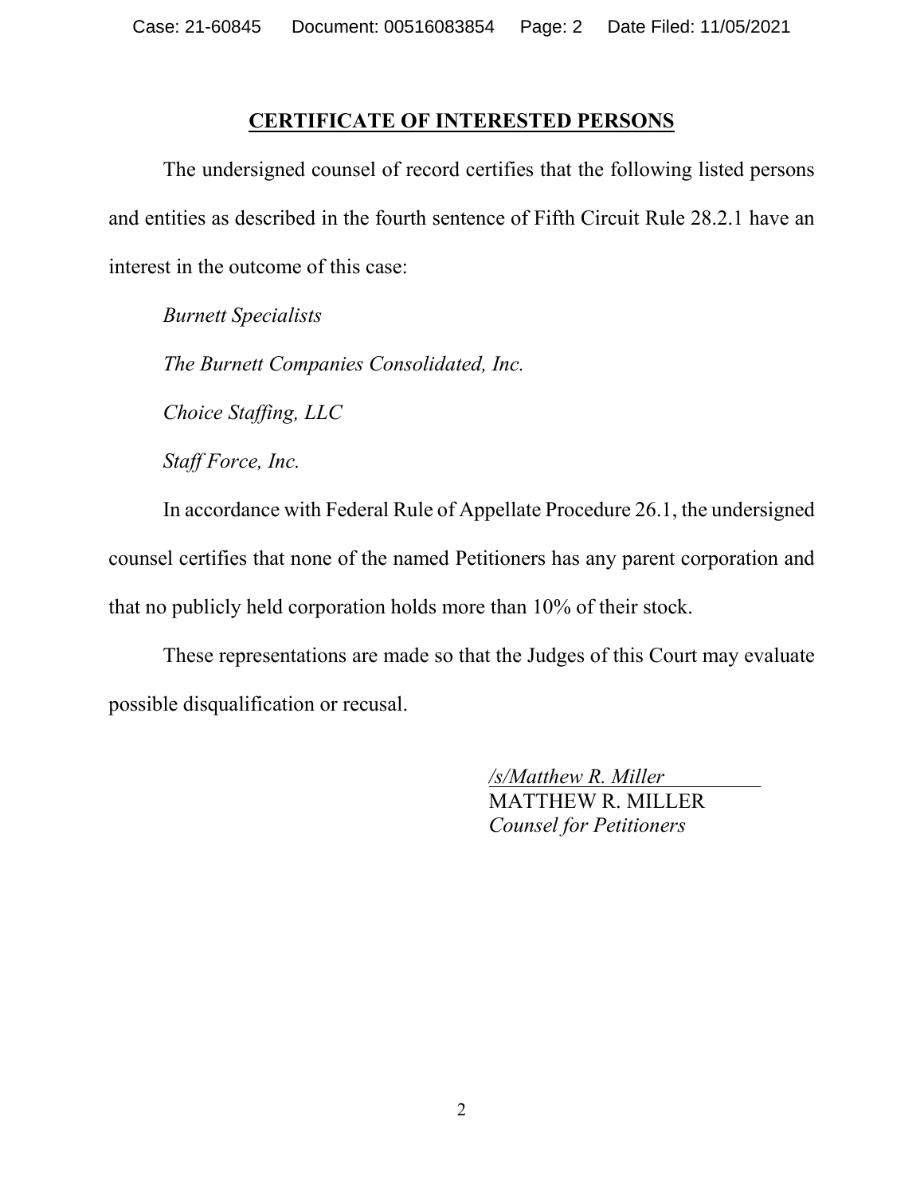## CERTIFICATE OF INTERESTED PERSONS

The undersigned counsel of record certifies that the following listed persons and entities as described in the fourth sentence of Fifth Circuit Rule 28.2.1 have an interest in the outcome of this case:

*Burnett Specialists*

*The Burnett Companies Consolidated, Inc.*

*Choice Staffing, LLC*

*Staff Force, Inc.*

In accordance with Federal Rule of Appellate Procedure 26.1, the undersigned counsel certifies that none of the named Petitioners has any parent corporation and that no publicly held corporation holds more than 10% of their stock.

These representations are made so that the Judges of this Court may evaluate possible disqualification or recusal.

*/s/Matthew R. Miller*
MATTHEW R. MILLER
*Counsel for Petitioners*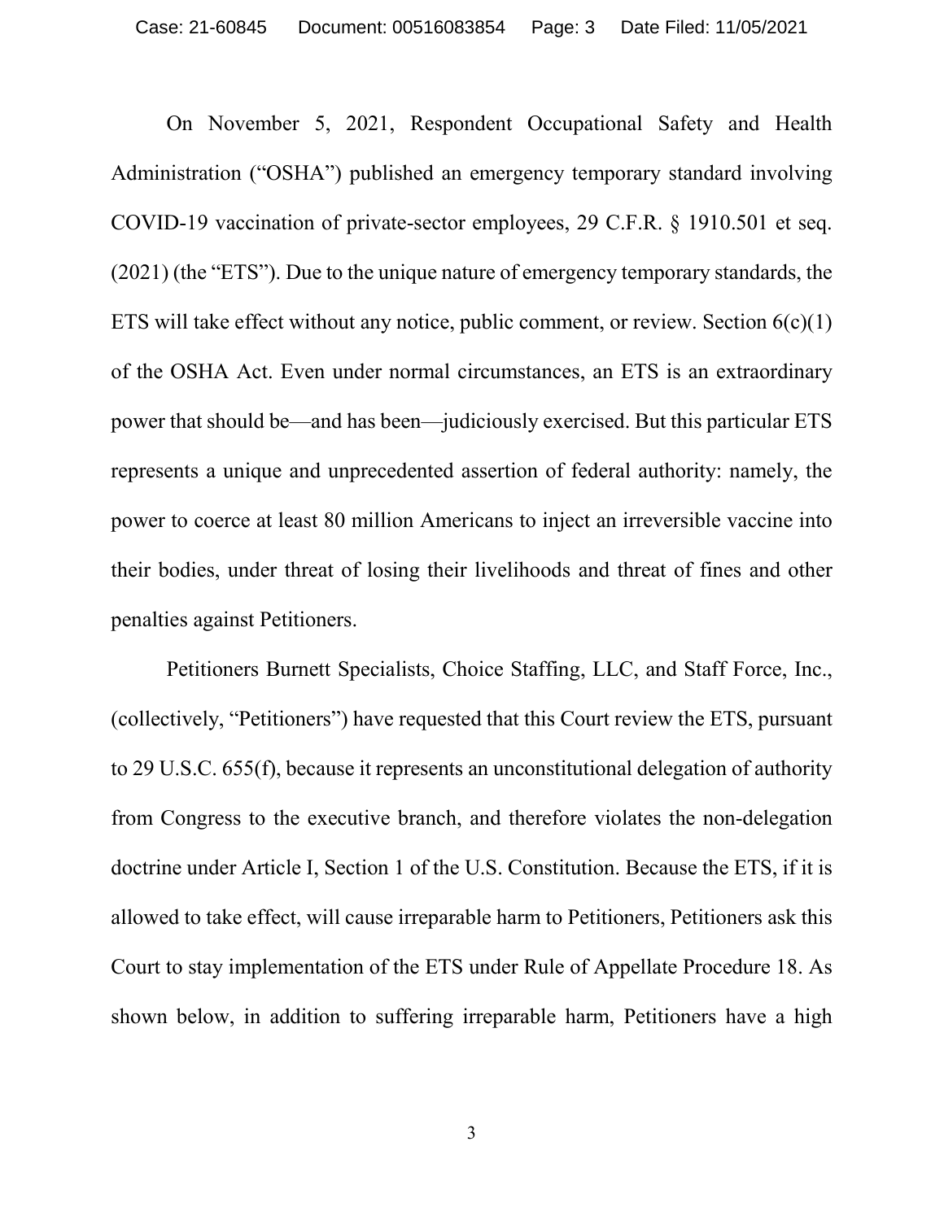On November 5, 2021, Respondent Occupational Safety and Health Administration ("OSHA") published an emergency temporary standard involving COVID-19 vaccination of private-sector employees, 29 C.F.R. § 1910.501 et seq. (2021) (the "ETS"). Due to the unique nature of emergency temporary standards, the ETS will take effect without any notice, public comment, or review. Section 6(c)(1) of the OSHA Act. Even under normal circumstances, an ETS is an extraordinary power that should be—and has been—judiciously exercised. But this particular ETS represents a unique and unprecedented assertion of federal authority: namely, the power to coerce at least 80 million Americans to inject an irreversible vaccine into their bodies, under threat of losing their livelihoods and threat of fines and other penalties against Petitioners.

Petitioners Burnett Specialists, Choice Staffing, LLC, and Staff Force, Inc., (collectively, "Petitioners") have requested that this Court review the ETS, pursuant to 29 U.S.C. 655(f), because it represents an unconstitutional delegation of authority from Congress to the executive branch, and therefore violates the non-delegation doctrine under Article I, Section 1 of the U.S. Constitution. Because the ETS, if it is allowed to take effect, will cause irreparable harm to Petitioners, Petitioners ask this Court to stay implementation of the ETS under Rule of Appellate Procedure 18. As shown below, in addition to suffering irreparable harm, Petitioners have a high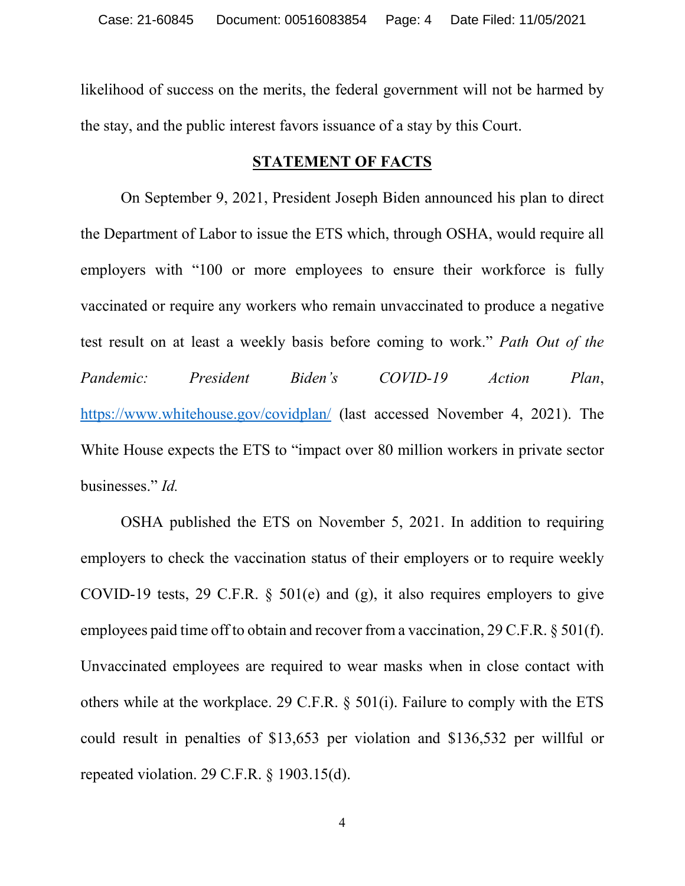likelihood of success on the merits, the federal government will not be harmed by the stay, and the public interest favors issuance of a stay by this Court.

## STATEMENT OF FACTS

On September 9, 2021, President Joseph Biden announced his plan to direct the Department of Labor to issue the ETS which, through OSHA, would require all employers with "100 or more employees to ensure their workforce is fully vaccinated or require any workers who remain unvaccinated to produce a negative test result on at least a weekly basis before coming to work." *Path Out of the Pandemic: President Biden's COVID-19 Action Plan*, https://www.whitehouse.gov/covidplan/ (last accessed November 4, 2021). The White House expects the ETS to "impact over 80 million workers in private sector businesses." *Id.*

OSHA published the ETS on November 5, 2021. In addition to requiring employers to check the vaccination status of their employers or to require weekly COVID-19 tests, 29 C.F.R. § 501(e) and (g), it also requires employers to give employees paid time off to obtain and recover from a vaccination, 29 C.F.R. § 501(f). Unvaccinated employees are required to wear masks when in close contact with others while at the workplace. 29 C.F.R. § 501(i). Failure to comply with the ETS could result in penalties of $13,653 per violation and $136,532 per willful or repeated violation. 29 C.F.R. § 1903.15(d).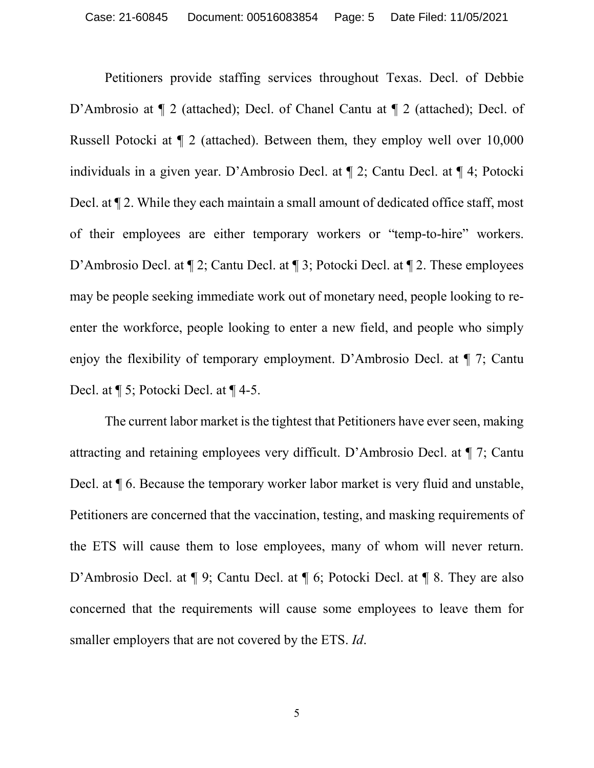Petitioners provide staffing services throughout Texas. Decl. of Debbie D'Ambrosio at ¶ 2 (attached); Decl. of Chanel Cantu at ¶ 2 (attached); Decl. of Russell Potocki at ¶ 2 (attached). Between them, they employ well over 10,000 individuals in a given year. D'Ambrosio Decl. at ¶ 2; Cantu Decl. at ¶ 4; Potocki Decl. at ¶ 2. While they each maintain a small amount of dedicated office staff, most of their employees are either temporary workers or "temp-to-hire" workers. D'Ambrosio Decl. at ¶ 2; Cantu Decl. at ¶ 3; Potocki Decl. at ¶ 2. These employees may be people seeking immediate work out of monetary need, people looking to re-enter the workforce, people looking to enter a new field, and people who simply enjoy the flexibility of temporary employment. D'Ambrosio Decl. at ¶ 7; Cantu Decl. at ¶ 5; Potocki Decl. at ¶ 4-5.

The current labor market is the tightest that Petitioners have ever seen, making attracting and retaining employees very difficult. D'Ambrosio Decl. at ¶ 7; Cantu Decl. at ¶ 6. Because the temporary worker labor market is very fluid and unstable, Petitioners are concerned that the vaccination, testing, and masking requirements of the ETS will cause them to lose employees, many of whom will never return. D'Ambrosio Decl. at ¶ 9; Cantu Decl. at ¶ 6; Potocki Decl. at ¶ 8. They are also concerned that the requirements will cause some employees to leave them for smaller employers that are not covered by the ETS. *Id*.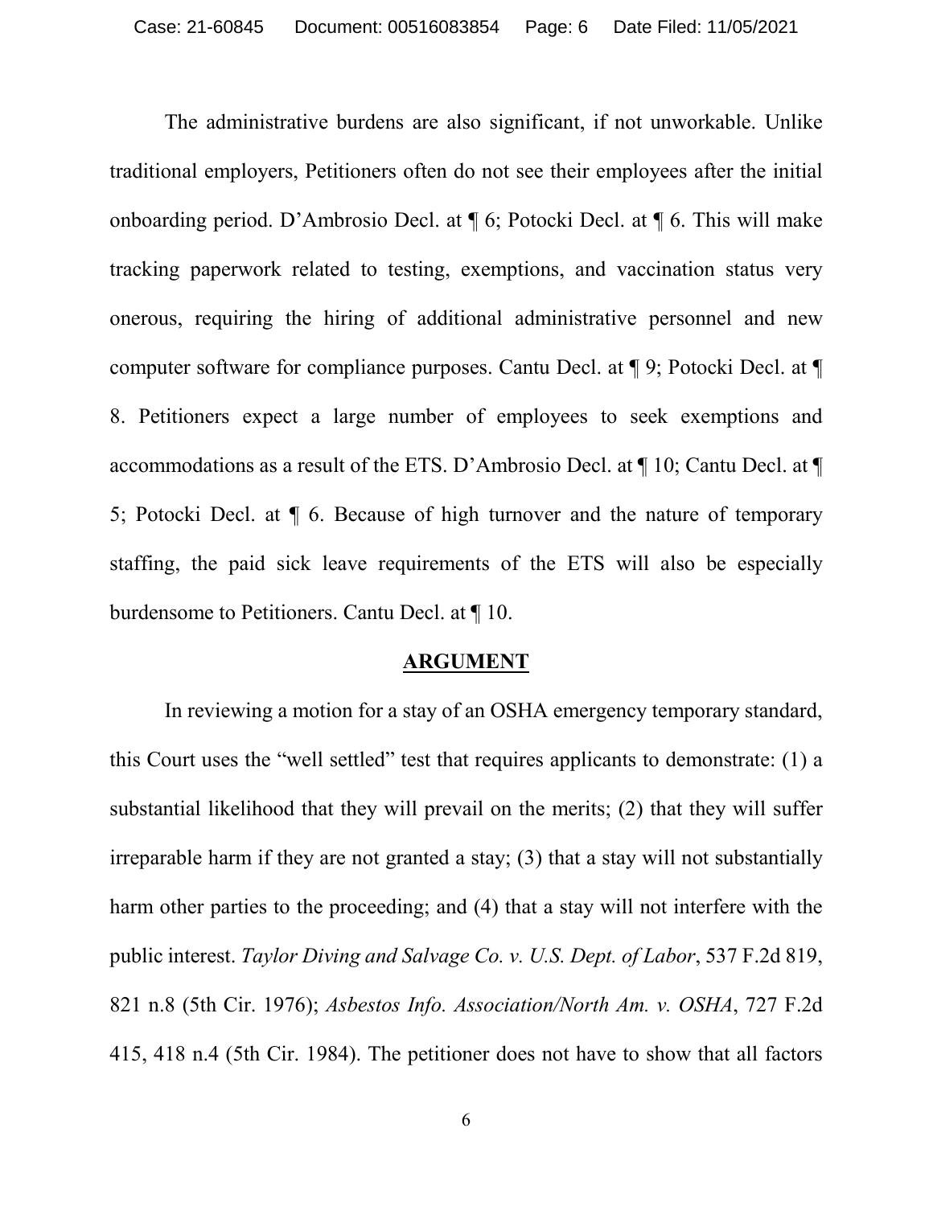The administrative burdens are also significant, if not unworkable. Unlike traditional employers, Petitioners often do not see their employees after the initial onboarding period. D'Ambrosio Decl. at ¶ 6; Potocki Decl. at ¶ 6. This will make tracking paperwork related to testing, exemptions, and vaccination status very onerous, requiring the hiring of additional administrative personnel and new computer software for compliance purposes. Cantu Decl. at ¶ 9; Potocki Decl. at ¶ 8. Petitioners expect a large number of employees to seek exemptions and accommodations as a result of the ETS. D'Ambrosio Decl. at ¶ 10; Cantu Decl. at ¶ 5; Potocki Decl. at ¶ 6. Because of high turnover and the nature of temporary staffing, the paid sick leave requirements of the ETS will also be especially burdensome to Petitioners. Cantu Decl. at ¶ 10.

## ARGUMENT

In reviewing a motion for a stay of an OSHA emergency temporary standard, this Court uses the "well settled" test that requires applicants to demonstrate: (1) a substantial likelihood that they will prevail on the merits; (2) that they will suffer irreparable harm if they are not granted a stay; (3) that a stay will not substantially harm other parties to the proceeding; and (4) that a stay will not interfere with the public interest. *Taylor Diving and Salvage Co. v. U.S. Dept. of Labor*, 537 F.2d 819, 821 n.8 (5th Cir. 1976); *Asbestos Info. Association/North Am. v. OSHA*, 727 F.2d 415, 418 n.4 (5th Cir. 1984). The petitioner does not have to show that all factors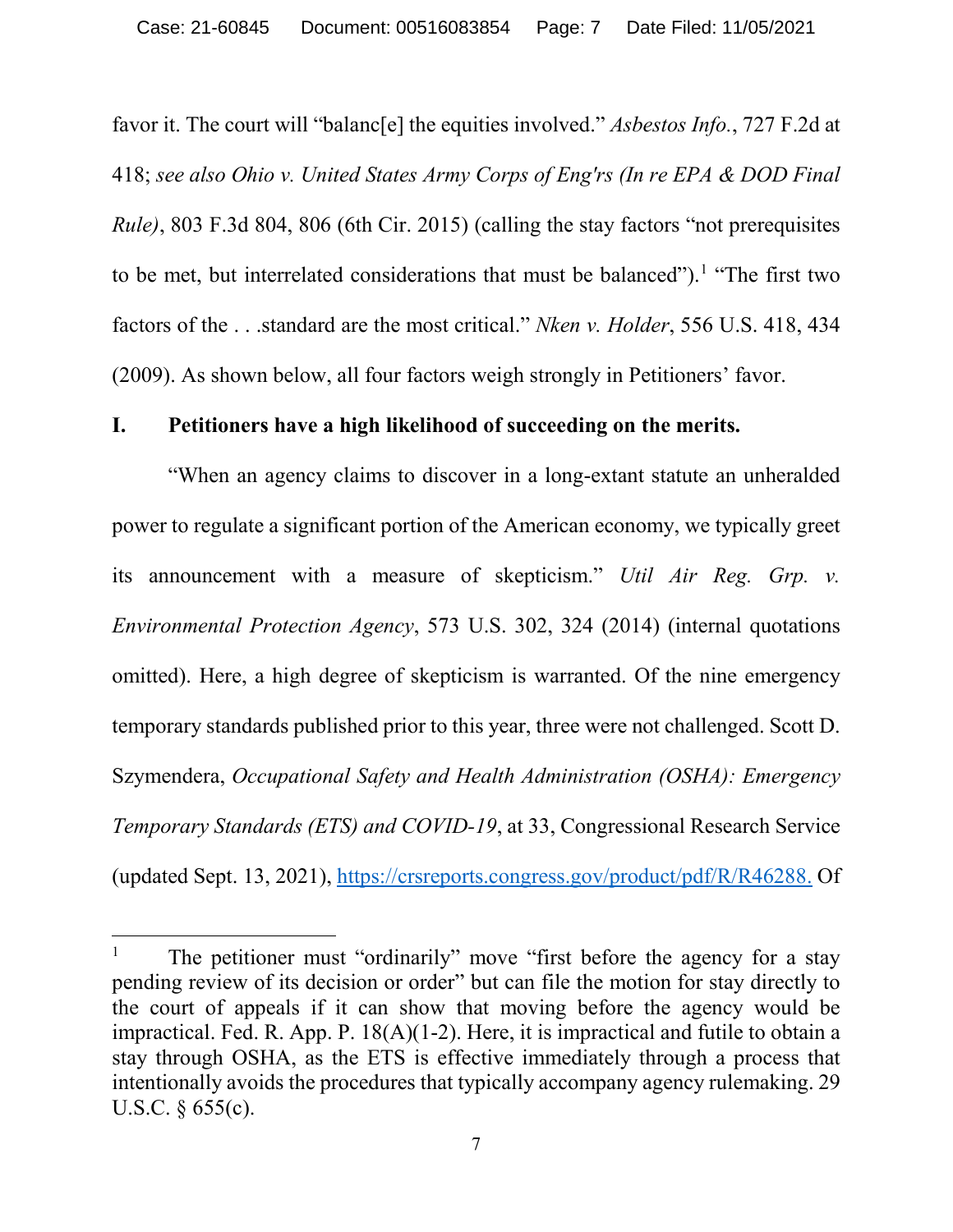favor it. The court will "balanc[e] the equities involved." *Asbestos Info.*, 727 F.2d at 418; *see also Ohio v. United States Army Corps of Eng'rs (In re EPA & DOD Final Rule)*, 803 F.3d 804, 806 (6th Cir. 2015) (calling the stay factors "not prerequisites to be met, but interrelated considerations that must be balanced").[1] "The first two factors of the . . .standard are the most critical." *Nken v. Holder*, 556 U.S. 418, 434 (2009). As shown below, all four factors weigh strongly in Petitioners' favor.

## I. Petitioners have a high likelihood of succeeding on the merits.

"When an agency claims to discover in a long-extant statute an unheralded power to regulate a significant portion of the American economy, we typically greet its announcement with a measure of skepticism." *Util Air Reg. Grp. v. Environmental Protection Agency*, 573 U.S. 302, 324 (2014) (internal quotations omitted). Here, a high degree of skepticism is warranted. Of the nine emergency temporary standards published prior to this year, three were not challenged. Scott D. Szymendera, *Occupational Safety and Health Administration (OSHA): Emergency Temporary Standards (ETS) and COVID-19*, at 33, Congressional Research Service (updated Sept. 13, 2021), https://crsreports.congress.gov/product/pdf/R/R46288. Of

---

[1] The petitioner must "ordinarily" move "first before the agency for a stay pending review of its decision or order" but can file the motion for stay directly to the court of appeals if it can show that moving before the agency would be impractical. Fed. R. App. P. 18(A)(1-2). Here, it is impractical and futile to obtain a stay through OSHA, as the ETS is effective immediately through a process that intentionally avoids the procedures that typically accompany agency rulemaking. 29 U.S.C. § 655(c).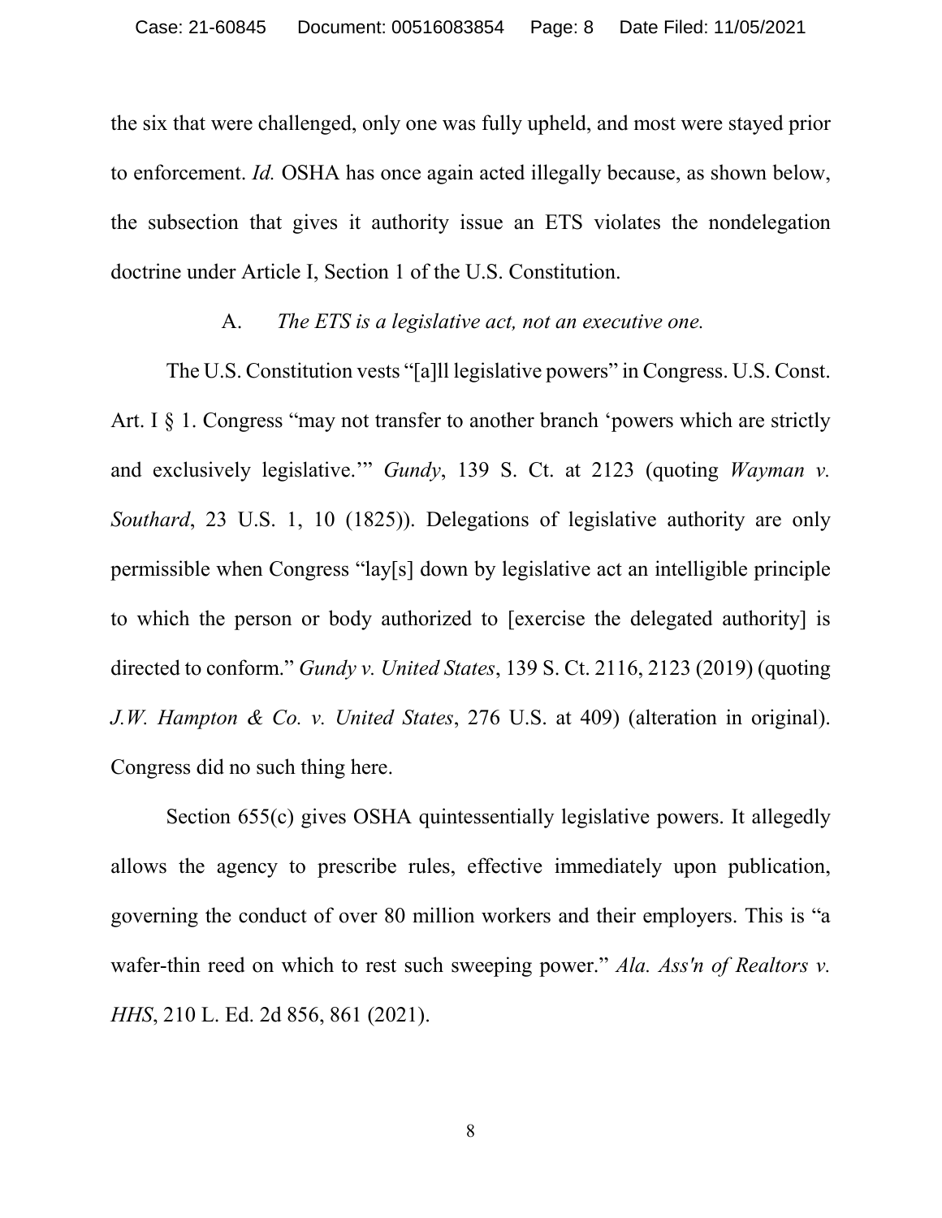the six that were challenged, only one was fully upheld, and most were stayed prior to enforcement. *Id.* OSHA has once again acted illegally because, as shown below, the subsection that gives it authority issue an ETS violates the nondelegation doctrine under Article I, Section 1 of the U.S. Constitution.

### A. *The ETS is a legislative act, not an executive one.*

The U.S. Constitution vests "[a]ll legislative powers" in Congress. U.S. Const. Art. I § 1. Congress "may not transfer to another branch 'powers which are strictly and exclusively legislative.'" *Gundy*, 139 S. Ct. at 2123 (quoting *Wayman v. Southard*, 23 U.S. 1, 10 (1825)). Delegations of legislative authority are only permissible when Congress "lay[s] down by legislative act an intelligible principle to which the person or body authorized to [exercise the delegated authority] is directed to conform." *Gundy v. United States*, 139 S. Ct. 2116, 2123 (2019) (quoting *J.W. Hampton & Co. v. United States*, 276 U.S. at 409) (alteration in original). Congress did no such thing here.

Section 655(c) gives OSHA quintessentially legislative powers. It allegedly allows the agency to prescribe rules, effective immediately upon publication, governing the conduct of over 80 million workers and their employers. This is "a wafer-thin reed on which to rest such sweeping power." *Ala. Ass'n of Realtors v. HHS*, 210 L. Ed. 2d 856, 861 (2021).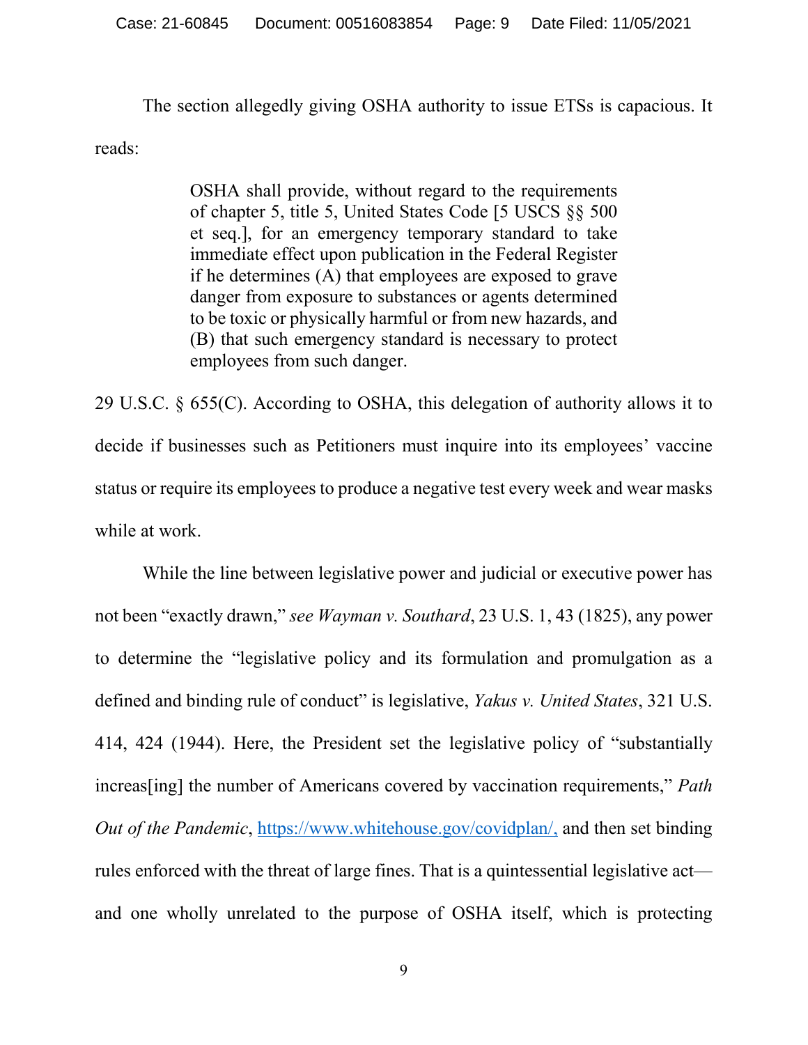The section allegedly giving OSHA authority to issue ETSs is capacious. It reads:

> OSHA shall provide, without regard to the requirements of chapter 5, title 5, United States Code [5 USCS §§ 500 et seq.], for an emergency temporary standard to take immediate effect upon publication in the Federal Register if he determines (A) that employees are exposed to grave danger from exposure to substances or agents determined to be toxic or physically harmful or from new hazards, and (B) that such emergency standard is necessary to protect employees from such danger.

29 U.S.C. § 655(C). According to OSHA, this delegation of authority allows it to decide if businesses such as Petitioners must inquire into its employees' vaccine status or require its employees to produce a negative test every week and wear masks while at work.

While the line between legislative power and judicial or executive power has not been "exactly drawn," *see Wayman v. Southard*, 23 U.S. 1, 43 (1825), any power to determine the "legislative policy and its formulation and promulgation as a defined and binding rule of conduct" is legislative, *Yakus v. United States*, 321 U.S. 414, 424 (1944). Here, the President set the legislative policy of "substantially increas[ing] the number of Americans covered by vaccination requirements," *Path Out of the Pandemic*, https://www.whitehouse.gov/covidplan/, and then set binding rules enforced with the threat of large fines. That is a quintessential legislative act—and one wholly unrelated to the purpose of OSHA itself, which is protecting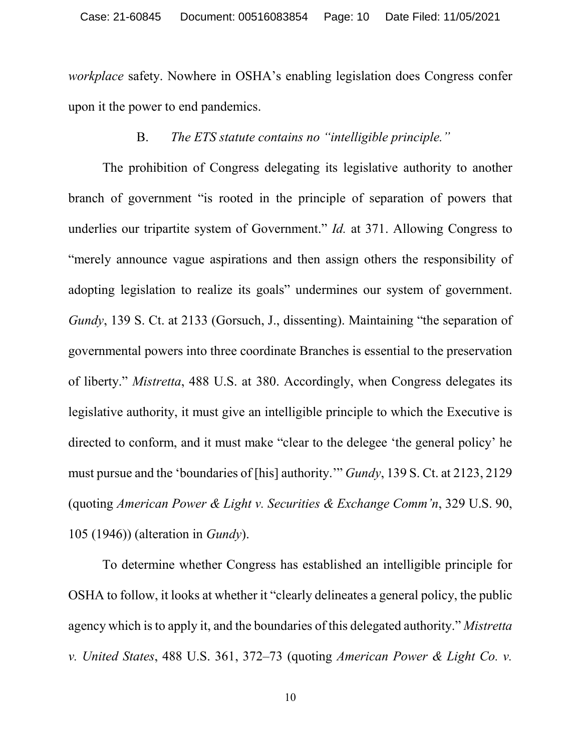*workplace* safety. Nowhere in OSHA's enabling legislation does Congress confer upon it the power to end pandemics.

### B. *The ETS statute contains no "intelligible principle."*

The prohibition of Congress delegating its legislative authority to another branch of government "is rooted in the principle of separation of powers that underlies our tripartite system of Government." *Id.* at 371. Allowing Congress to "merely announce vague aspirations and then assign others the responsibility of adopting legislation to realize its goals" undermines our system of government. *Gundy*, 139 S. Ct. at 2133 (Gorsuch, J., dissenting). Maintaining "the separation of governmental powers into three coordinate Branches is essential to the preservation of liberty." *Mistretta*, 488 U.S. at 380. Accordingly, when Congress delegates its legislative authority, it must give an intelligible principle to which the Executive is directed to conform, and it must make "clear to the delegee 'the general policy' he must pursue and the 'boundaries of [his] authority.'" *Gundy*, 139 S. Ct. at 2123, 2129 (quoting *American Power & Light v. Securities & Exchange Comm'n*, 329 U.S. 90, 105 (1946)) (alteration in *Gundy*).

To determine whether Congress has established an intelligible principle for OSHA to follow, it looks at whether it "clearly delineates a general policy, the public agency which is to apply it, and the boundaries of this delegated authority." *Mistretta v. United States*, 488 U.S. 361, 372–73 (quoting *American Power & Light Co. v.*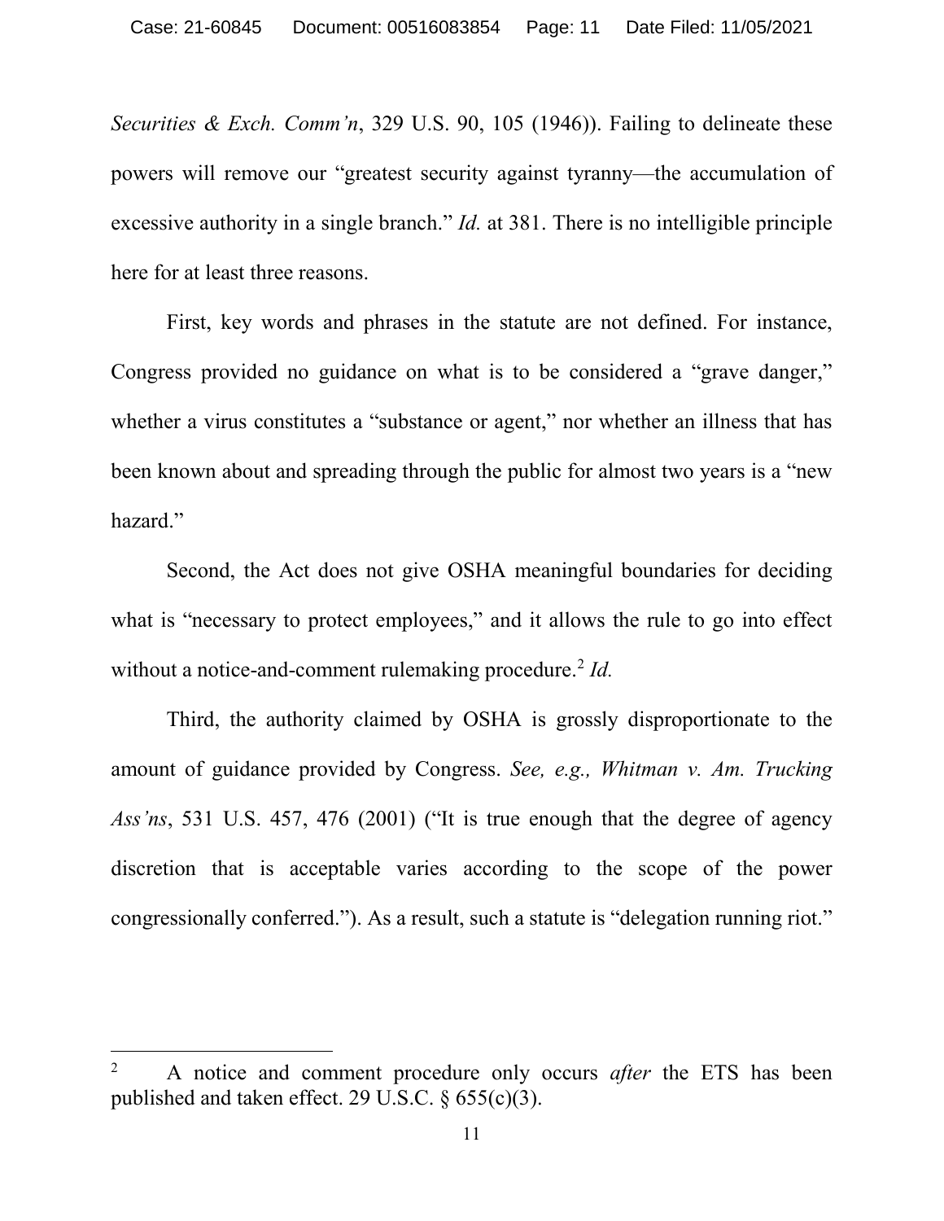*Securities & Exch. Comm'n*, 329 U.S. 90, 105 (1946)). Failing to delineate these powers will remove our "greatest security against tyranny—the accumulation of excessive authority in a single branch." *Id.* at 381. There is no intelligible principle here for at least three reasons.

First, key words and phrases in the statute are not defined. For instance, Congress provided no guidance on what is to be considered a "grave danger," whether a virus constitutes a "substance or agent," nor whether an illness that has been known about and spreading through the public for almost two years is a "new hazard."

Second, the Act does not give OSHA meaningful boundaries for deciding what is "necessary to protect employees," and it allows the rule to go into effect without a notice-and-comment rulemaking procedure.[2] *Id.*

Third, the authority claimed by OSHA is grossly disproportionate to the amount of guidance provided by Congress. *See, e.g., Whitman v. Am. Trucking Ass'ns*, 531 U.S. 457, 476 (2001) ("It is true enough that the degree of agency discretion that is acceptable varies according to the scope of the power congressionally conferred."). As a result, such a statute is "delegation running riot."

---

[2] A notice and comment procedure only occurs *after* the ETS has been published and taken effect. 29 U.S.C. § 655(c)(3).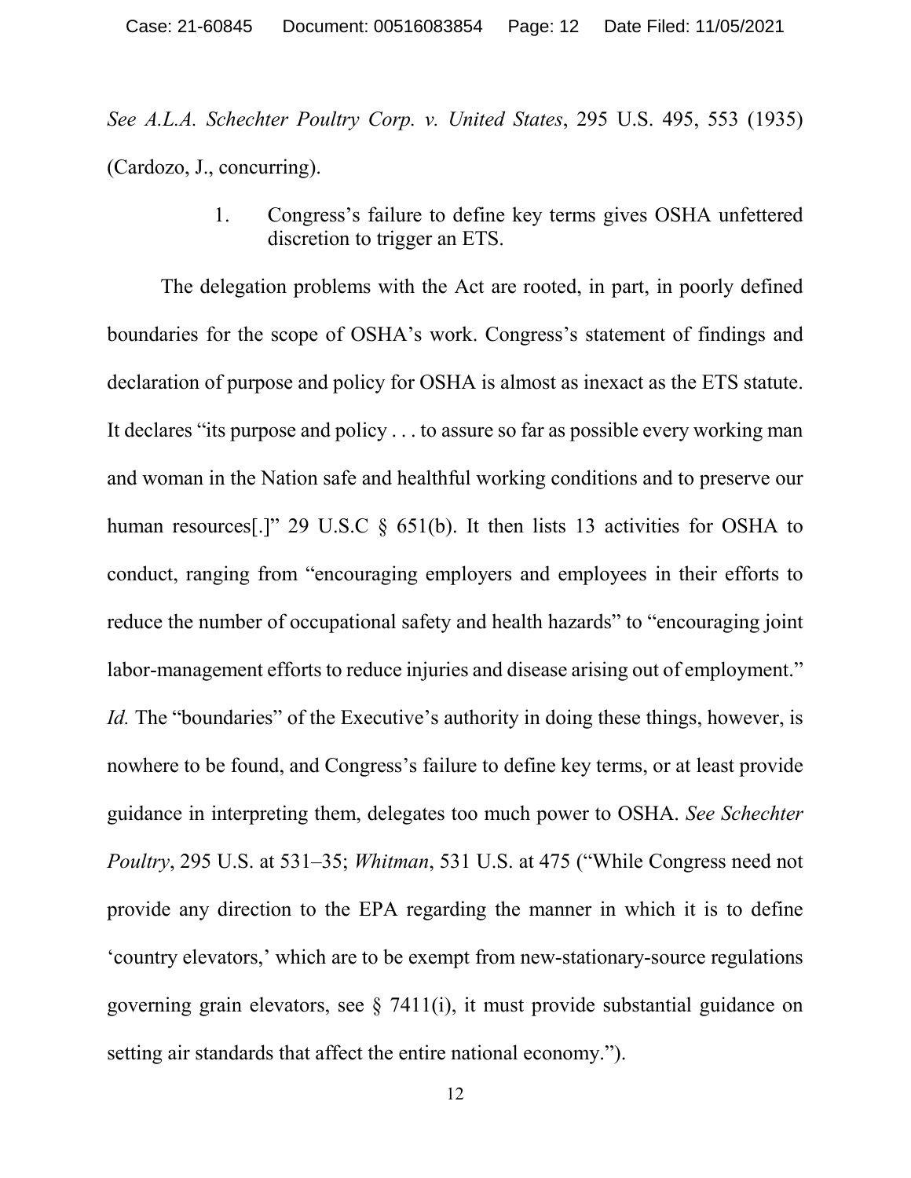*See A.L.A. Schechter Poultry Corp. v. United States*, 295 U.S. 495, 553 (1935) (Cardozo, J., concurring).

1. Congress's failure to define key terms gives OSHA unfettered discretion to trigger an ETS.

The delegation problems with the Act are rooted, in part, in poorly defined boundaries for the scope of OSHA's work. Congress's statement of findings and declaration of purpose and policy for OSHA is almost as inexact as the ETS statute. It declares "its purpose and policy . . . to assure so far as possible every working man and woman in the Nation safe and healthful working conditions and to preserve our human resources[.]" 29 U.S.C § 651(b). It then lists 13 activities for OSHA to conduct, ranging from "encouraging employers and employees in their efforts to reduce the number of occupational safety and health hazards" to "encouraging joint labor-management efforts to reduce injuries and disease arising out of employment." *Id.* The "boundaries" of the Executive's authority in doing these things, however, is nowhere to be found, and Congress's failure to define key terms, or at least provide guidance in interpreting them, delegates too much power to OSHA. *See Schechter Poultry*, 295 U.S. at 531–35; *Whitman*, 531 U.S. at 475 ("While Congress need not provide any direction to the EPA regarding the manner in which it is to define 'country elevators,' which are to be exempt from new-stationary-source regulations governing grain elevators, see § 7411(i), it must provide substantial guidance on setting air standards that affect the entire national economy.").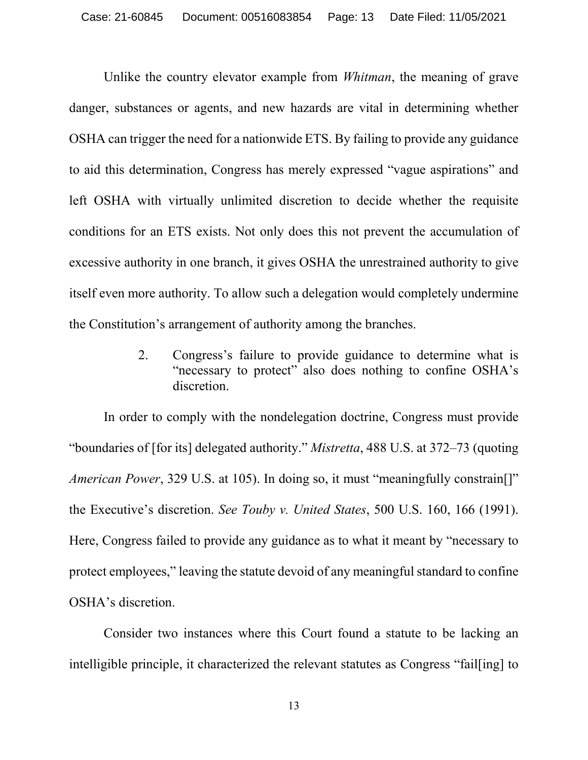Unlike the country elevator example from *Whitman*, the meaning of grave danger, substances or agents, and new hazards are vital in determining whether OSHA can trigger the need for a nationwide ETS. By failing to provide any guidance to aid this determination, Congress has merely expressed "vague aspirations" and left OSHA with virtually unlimited discretion to decide whether the requisite conditions for an ETS exists. Not only does this not prevent the accumulation of excessive authority in one branch, it gives OSHA the unrestrained authority to give itself even more authority. To allow such a delegation would completely undermine the Constitution's arrangement of authority among the branches.

### 2. Congress's failure to provide guidance to determine what is "necessary to protect" also does nothing to confine OSHA's discretion.

In order to comply with the nondelegation doctrine, Congress must provide "boundaries of [for its] delegated authority." *Mistretta*, 488 U.S. at 372–73 (quoting *American Power*, 329 U.S. at 105). In doing so, it must "meaningfully constrain[]" the Executive's discretion. *See Touby v. United States*, 500 U.S. 160, 166 (1991). Here, Congress failed to provide any guidance as to what it meant by "necessary to protect employees," leaving the statute devoid of any meaningful standard to confine OSHA's discretion.

Consider two instances where this Court found a statute to be lacking an intelligible principle, it characterized the relevant statutes as Congress "fail[ing] to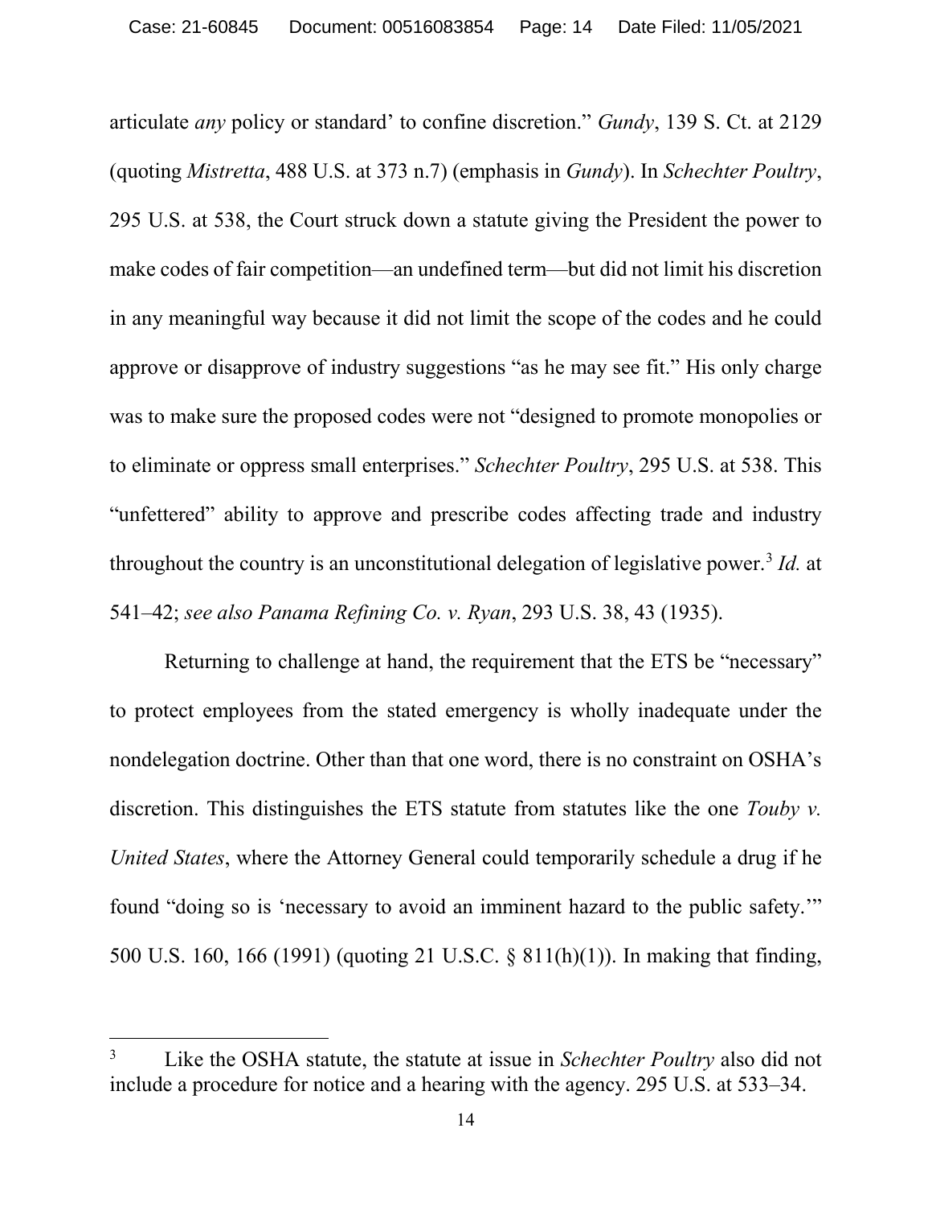articulate *any* policy or standard' to confine discretion." *Gundy*, 139 S. Ct. at 2129 (quoting *Mistretta*, 488 U.S. at 373 n.7) (emphasis in *Gundy*). In *Schechter Poultry*, 295 U.S. at 538, the Court struck down a statute giving the President the power to make codes of fair competition—an undefined term—but did not limit his discretion in any meaningful way because it did not limit the scope of the codes and he could approve or disapprove of industry suggestions "as he may see fit." His only charge was to make sure the proposed codes were not "designed to promote monopolies or to eliminate or oppress small enterprises." *Schechter Poultry*, 295 U.S. at 538. This "unfettered" ability to approve and prescribe codes affecting trade and industry throughout the country is an unconstitutional delegation of legislative power.[3] *Id.* at 541–42; *see also Panama Refining Co. v. Ryan*, 293 U.S. 38, 43 (1935).

Returning to challenge at hand, the requirement that the ETS be "necessary" to protect employees from the stated emergency is wholly inadequate under the nondelegation doctrine. Other than that one word, there is no constraint on OSHA's discretion. This distinguishes the ETS statute from statutes like the one *Touby v. United States*, where the Attorney General could temporarily schedule a drug if he found "doing so is 'necessary to avoid an imminent hazard to the public safety.'" 500 U.S. 160, 166 (1991) (quoting 21 U.S.C. § 811(h)(1)). In making that finding,

[3] Like the OSHA statute, the statute at issue in *Schechter Poultry* also did not include a procedure for notice and a hearing with the agency. 295 U.S. at 533–34.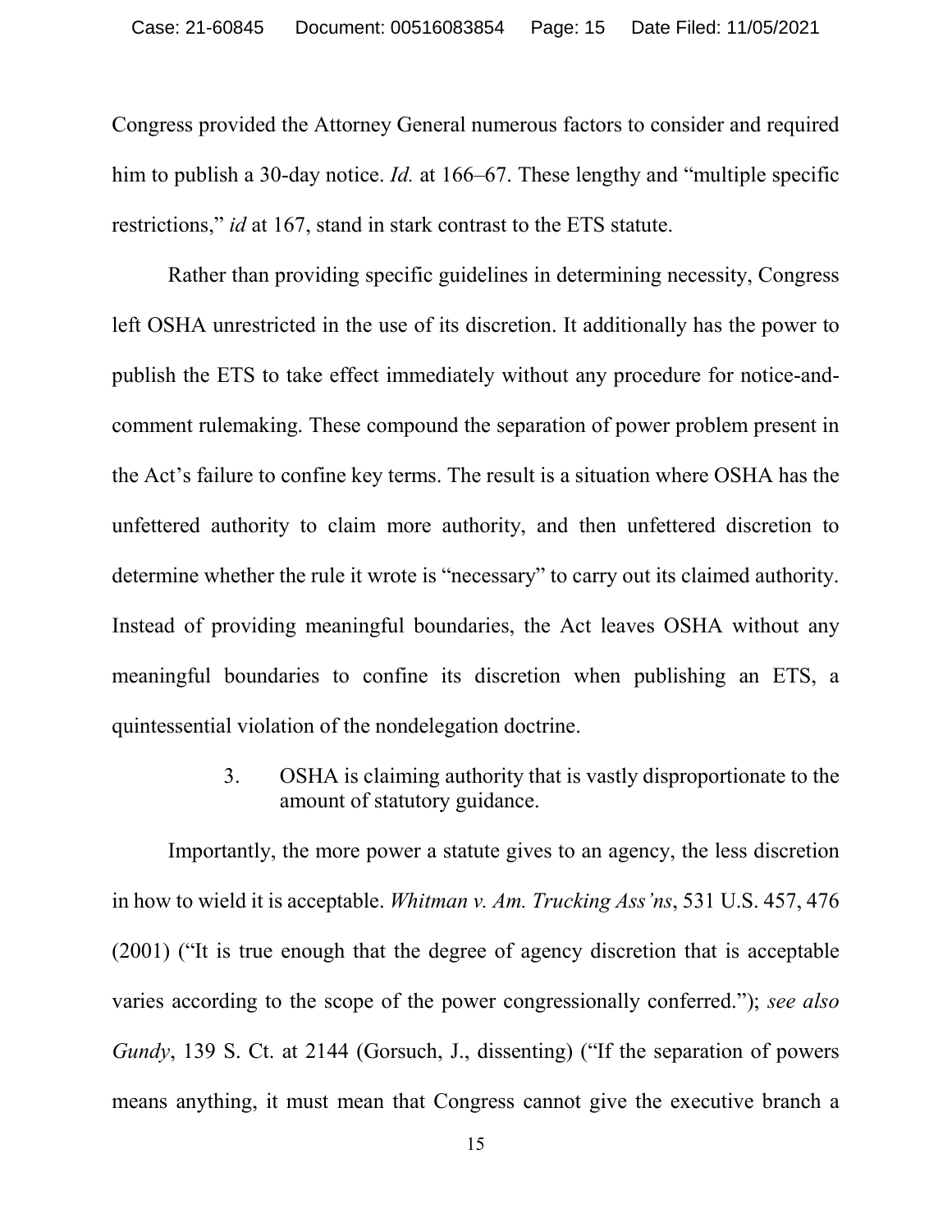Congress provided the Attorney General numerous factors to consider and required him to publish a 30-day notice. *Id.* at 166–67. These lengthy and "multiple specific restrictions," *id* at 167, stand in stark contrast to the ETS statute.

Rather than providing specific guidelines in determining necessity, Congress left OSHA unrestricted in the use of its discretion. It additionally has the power to publish the ETS to take effect immediately without any procedure for notice-and-comment rulemaking. These compound the separation of power problem present in the Act's failure to confine key terms. The result is a situation where OSHA has the unfettered authority to claim more authority, and then unfettered discretion to determine whether the rule it wrote is "necessary" to carry out its claimed authority. Instead of providing meaningful boundaries, the Act leaves OSHA without any meaningful boundaries to confine its discretion when publishing an ETS, a quintessential violation of the nondelegation doctrine.

#### 3. OSHA is claiming authority that is vastly disproportionate to the amount of statutory guidance.

Importantly, the more power a statute gives to an agency, the less discretion in how to wield it is acceptable. *Whitman v. Am. Trucking Ass'ns*, 531 U.S. 457, 476 (2001) ("It is true enough that the degree of agency discretion that is acceptable varies according to the scope of the power congressionally conferred."); *see also Gundy*, 139 S. Ct. at 2144 (Gorsuch, J., dissenting) ("If the separation of powers means anything, it must mean that Congress cannot give the executive branch a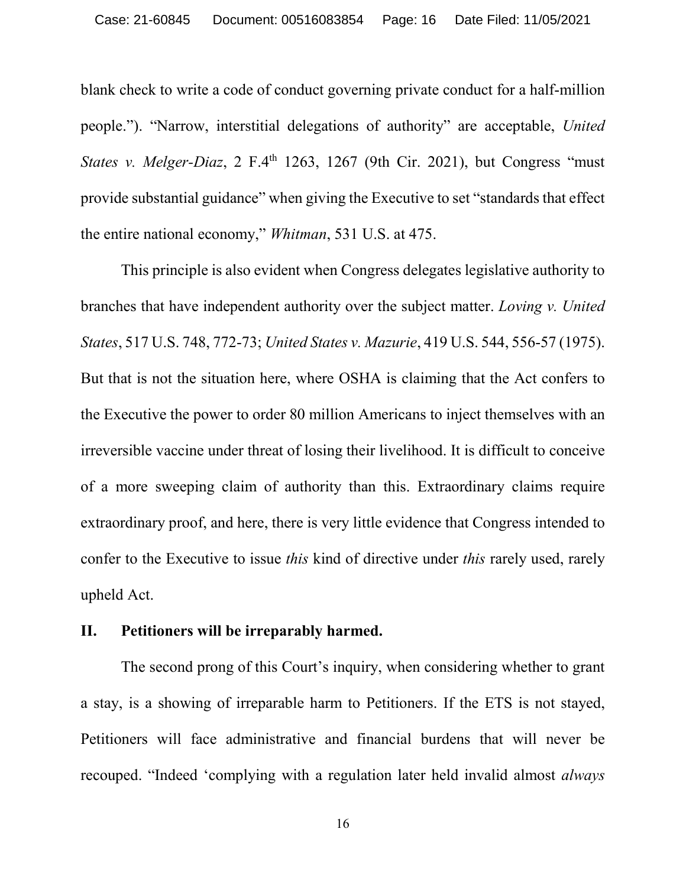blank check to write a code of conduct governing private conduct for a half-million people."). "Narrow, interstitial delegations of authority" are acceptable, *United States v. Melger-Diaz*, 2 F.4th 1263, 1267 (9th Cir. 2021), but Congress "must provide substantial guidance" when giving the Executive to set "standards that effect the entire national economy," *Whitman*, 531 U.S. at 475.

This principle is also evident when Congress delegates legislative authority to branches that have independent authority over the subject matter. *Loving v. United States*, 517 U.S. 748, 772-73; *United States v. Mazurie*, 419 U.S. 544, 556-57 (1975). But that is not the situation here, where OSHA is claiming that the Act confers to the Executive the power to order 80 million Americans to inject themselves with an irreversible vaccine under threat of losing their livelihood. It is difficult to conceive of a more sweeping claim of authority than this. Extraordinary claims require extraordinary proof, and here, there is very little evidence that Congress intended to confer to the Executive to issue *this* kind of directive under *this* rarely used, rarely upheld Act.

## II. Petitioners will be irreparably harmed.

The second prong of this Court's inquiry, when considering whether to grant a stay, is a showing of irreparable harm to Petitioners. If the ETS is not stayed, Petitioners will face administrative and financial burdens that will never be recouped. "Indeed 'complying with a regulation later held invalid almost *always*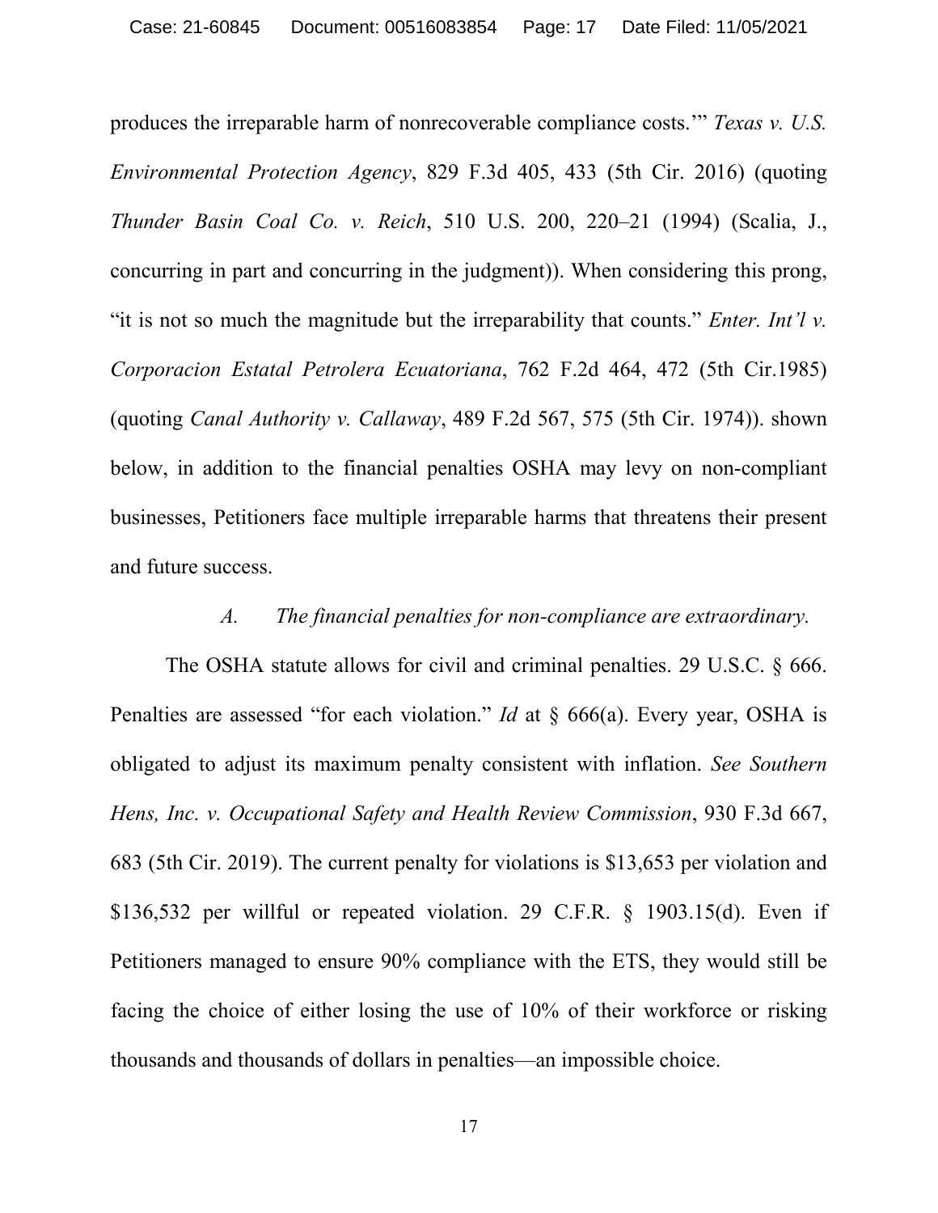produces the irreparable harm of nonrecoverable compliance costs.'" *Texas v. U.S. Environmental Protection Agency*, 829 F.3d 405, 433 (5th Cir. 2016) (quoting *Thunder Basin Coal Co. v. Reich*, 510 U.S. 200, 220–21 (1994) (Scalia, J., concurring in part and concurring in the judgment)). When considering this prong, "it is not so much the magnitude but the irreparability that counts." *Enter. Int'l v. Corporacion Estatal Petrolera Ecuatoriana*, 762 F.2d 464, 472 (5th Cir.1985) (quoting *Canal Authority v. Callaway*, 489 F.2d 567, 575 (5th Cir. 1974)). shown below, in addition to the financial penalties OSHA may levy on non-compliant businesses, Petitioners face multiple irreparable harms that threatens their present and future success.

*A. The financial penalties for non-compliance are extraordinary.*

The OSHA statute allows for civil and criminal penalties. 29 U.S.C. § 666. Penalties are assessed "for each violation." *Id* at § 666(a). Every year, OSHA is obligated to adjust its maximum penalty consistent with inflation. *See Southern Hens, Inc. v. Occupational Safety and Health Review Commission*, 930 F.3d 667, 683 (5th Cir. 2019). The current penalty for violations is $13,653 per violation and $136,532 per willful or repeated violation. 29 C.F.R. § 1903.15(d). Even if Petitioners managed to ensure 90% compliance with the ETS, they would still be facing the choice of either losing the use of 10% of their workforce or risking thousands and thousands of dollars in penalties—an impossible choice.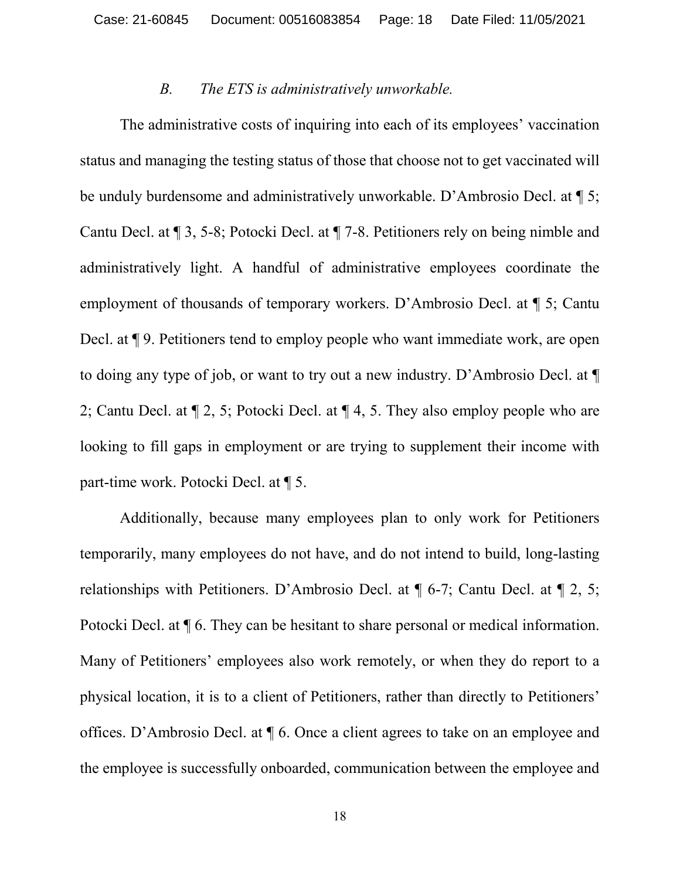### *B. The ETS is administratively unworkable.*

The administrative costs of inquiring into each of its employees' vaccination status and managing the testing status of those that choose not to get vaccinated will be unduly burdensome and administratively unworkable. D'Ambrosio Decl. at ¶ 5; Cantu Decl. at ¶ 3, 5-8; Potocki Decl. at ¶ 7-8. Petitioners rely on being nimble and administratively light. A handful of administrative employees coordinate the employment of thousands of temporary workers. D'Ambrosio Decl. at ¶ 5; Cantu Decl. at ¶ 9. Petitioners tend to employ people who want immediate work, are open to doing any type of job, or want to try out a new industry. D'Ambrosio Decl. at ¶ 2; Cantu Decl. at ¶ 2, 5; Potocki Decl. at ¶ 4, 5. They also employ people who are looking to fill gaps in employment or are trying to supplement their income with part-time work. Potocki Decl. at ¶ 5.

Additionally, because many employees plan to only work for Petitioners temporarily, many employees do not have, and do not intend to build, long-lasting relationships with Petitioners. D'Ambrosio Decl. at ¶ 6-7; Cantu Decl. at ¶ 2, 5; Potocki Decl. at ¶ 6. They can be hesitant to share personal or medical information. Many of Petitioners' employees also work remotely, or when they do report to a physical location, it is to a client of Petitioners, rather than directly to Petitioners' offices. D'Ambrosio Decl. at ¶ 6. Once a client agrees to take on an employee and the employee is successfully onboarded, communication between the employee and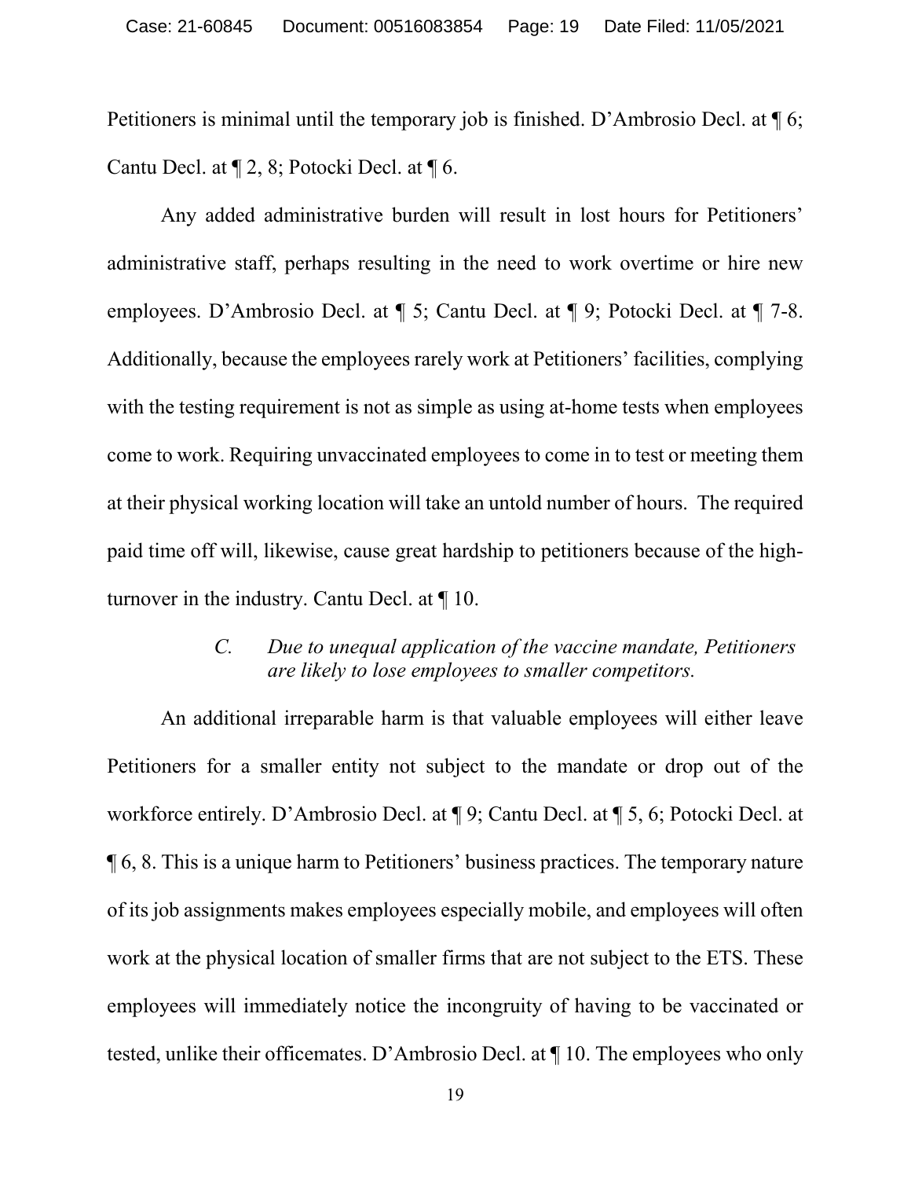Petitioners is minimal until the temporary job is finished. D'Ambrosio Decl. at ¶ 6; Cantu Decl. at ¶ 2, 8; Potocki Decl. at ¶ 6.

Any added administrative burden will result in lost hours for Petitioners' administrative staff, perhaps resulting in the need to work overtime or hire new employees. D'Ambrosio Decl. at ¶ 5; Cantu Decl. at ¶ 9; Potocki Decl. at ¶ 7-8. Additionally, because the employees rarely work at Petitioners' facilities, complying with the testing requirement is not as simple as using at-home tests when employees come to work. Requiring unvaccinated employees to come in to test or meeting them at their physical working location will take an untold number of hours. The required paid time off will, likewise, cause great hardship to petitioners because of the high-turnover in the industry. Cantu Decl. at ¶ 10.

### *C. Due to unequal application of the vaccine mandate, Petitioners are likely to lose employees to smaller competitors.*

An additional irreparable harm is that valuable employees will either leave Petitioners for a smaller entity not subject to the mandate or drop out of the workforce entirely. D'Ambrosio Decl. at ¶ 9; Cantu Decl. at ¶ 5, 6; Potocki Decl. at ¶ 6, 8. This is a unique harm to Petitioners' business practices. The temporary nature of its job assignments makes employees especially mobile, and employees will often work at the physical location of smaller firms that are not subject to the ETS. These employees will immediately notice the incongruity of having to be vaccinated or tested, unlike their officemates. D'Ambrosio Decl. at ¶ 10. The employees who only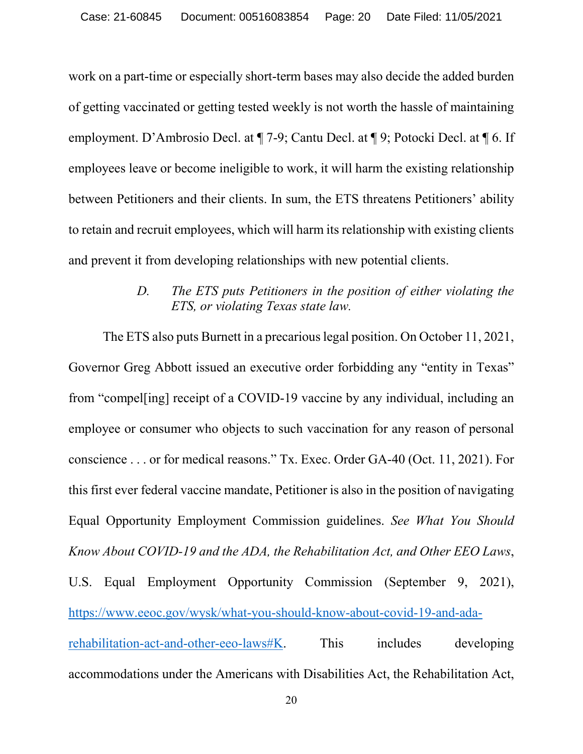work on a part-time or especially short-term bases may also decide the added burden of getting vaccinated or getting tested weekly is not worth the hassle of maintaining employment. D'Ambrosio Decl. at ¶ 7-9; Cantu Decl. at ¶ 9; Potocki Decl. at ¶ 6. If employees leave or become ineligible to work, it will harm the existing relationship between Petitioners and their clients. In sum, the ETS threatens Petitioners' ability to retain and recruit employees, which will harm its relationship with existing clients and prevent it from developing relationships with new potential clients.

### *D. The ETS puts Petitioners in the position of either violating the ETS, or violating Texas state law.*

The ETS also puts Burnett in a precarious legal position. On October 11, 2021, Governor Greg Abbott issued an executive order forbidding any "entity in Texas" from "compel[ing] receipt of a COVID-19 vaccine by any individual, including an employee or consumer who objects to such vaccination for any reason of personal conscience . . . or for medical reasons." Tx. Exec. Order GA-40 (Oct. 11, 2021). For this first ever federal vaccine mandate, Petitioner is also in the position of navigating Equal Opportunity Employment Commission guidelines. *See What You Should Know About COVID-19 and the ADA, the Rehabilitation Act, and Other EEO Laws*, U.S. Equal Employment Opportunity Commission (September 9, 2021), [https://www.eeoc.gov/wysk/what-you-should-know-about-covid-19-and-ada-rehabilitation-act-and-other-eeo-laws#K](https://www.eeoc.gov/wysk/what-you-should-know-about-covid-19-and-ada-rehabilitation-act-and-other-eeo-laws#K). This includes developing accommodations under the Americans with Disabilities Act, the Rehabilitation Act,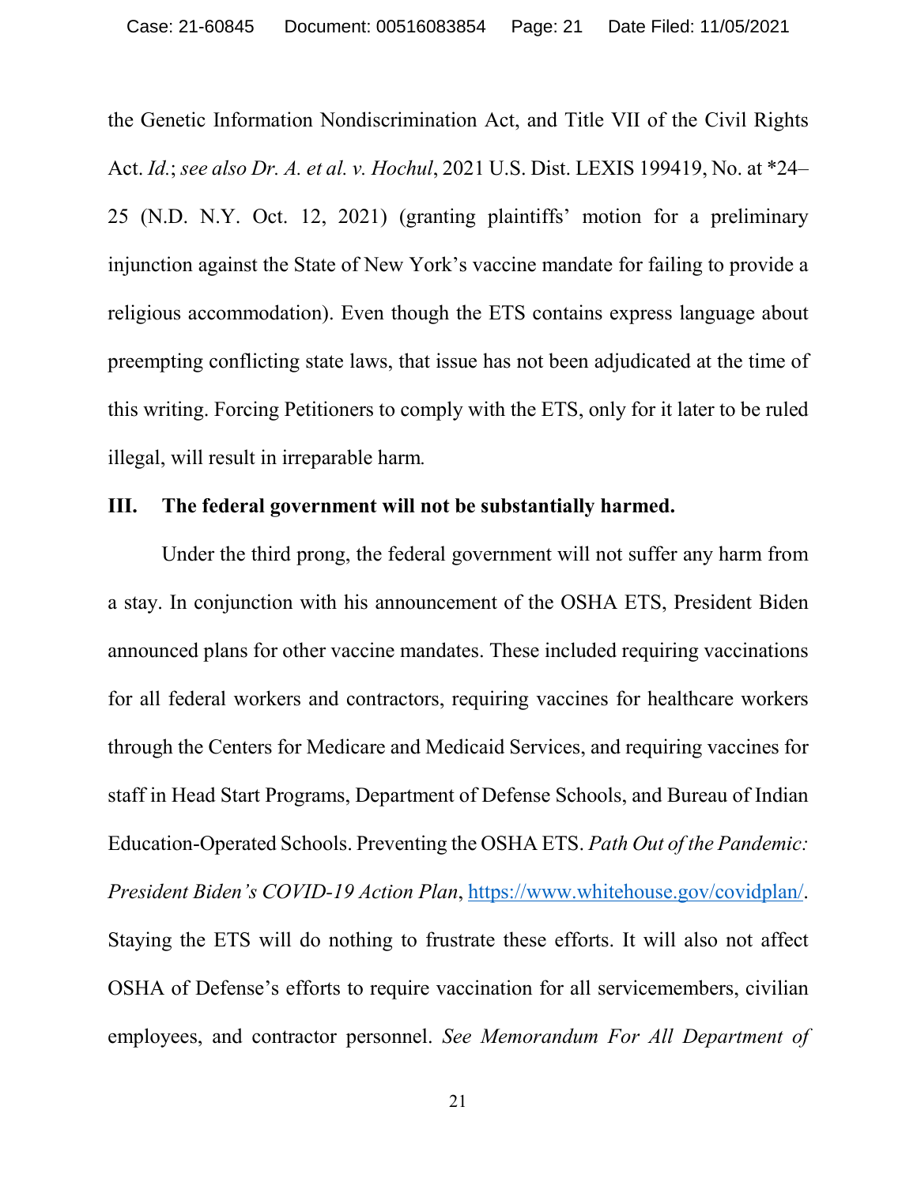the Genetic Information Nondiscrimination Act, and Title VII of the Civil Rights Act. *Id.*; *see also Dr. A. et al. v. Hochul*, 2021 U.S. Dist. LEXIS 199419, No. at *24–25 (N.D. N.Y. Oct. 12, 2021) (granting plaintiffs' motion for a preliminary injunction against the State of New York's vaccine mandate for failing to provide a religious accommodation). Even though the ETS contains express language about preempting conflicting state laws, that issue has not been adjudicated at the time of this writing. Forcing Petitioners to comply with the ETS, only for it later to be ruled illegal, will result in irreparable harm.

## III. The federal government will not be substantially harmed.

Under the third prong, the federal government will not suffer any harm from a stay. In conjunction with his announcement of the OSHA ETS, President Biden announced plans for other vaccine mandates. These included requiring vaccinations for all federal workers and contractors, requiring vaccines for healthcare workers through the Centers for Medicare and Medicaid Services, and requiring vaccines for staff in Head Start Programs, Department of Defense Schools, and Bureau of Indian Education-Operated Schools. Preventing the OSHA ETS. *Path Out of the Pandemic: President Biden's COVID-19 Action Plan*, https://www.whitehouse.gov/covidplan/. Staying the ETS will do nothing to frustrate these efforts. It will also not affect OSHA of Defense's efforts to require vaccination for all servicemembers, civilian employees, and contractor personnel. *See Memorandum For All Department of*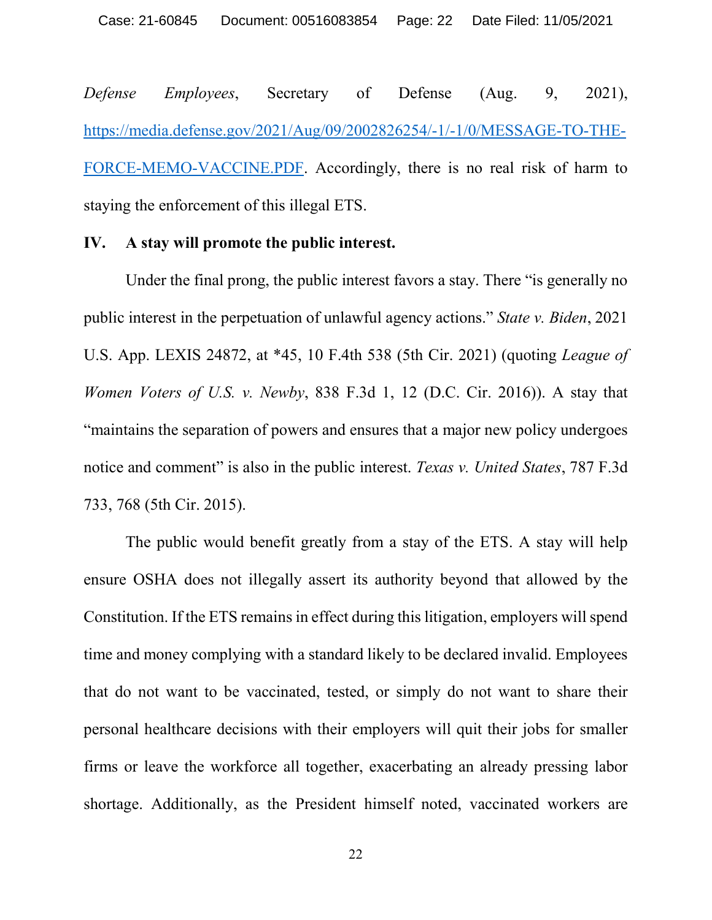*Defense Employees*, Secretary of Defense (Aug. 9, 2021), https://media.defense.gov/2021/Aug/09/2002826254/-1/-1/0/MESSAGE-TO-THE-FORCE-MEMO-VACCINE.PDF. Accordingly, there is no real risk of harm to staying the enforcement of this illegal ETS.

## IV. A stay will promote the public interest.

Under the final prong, the public interest favors a stay. There "is generally no public interest in the perpetuation of unlawful agency actions." *State v. Biden*, 2021 U.S. App. LEXIS 24872, at *45, 10 F.4th 538 (5th Cir. 2021) (quoting *League of Women Voters of U.S. v. Newby*, 838 F.3d 1, 12 (D.C. Cir. 2016)). A stay that "maintains the separation of powers and ensures that a major new policy undergoes notice and comment" is also in the public interest. *Texas v. United States*, 787 F.3d 733, 768 (5th Cir. 2015).

The public would benefit greatly from a stay of the ETS. A stay will help ensure OSHA does not illegally assert its authority beyond that allowed by the Constitution. If the ETS remains in effect during this litigation, employers will spend time and money complying with a standard likely to be declared invalid. Employees that do not want to be vaccinated, tested, or simply do not want to share their personal healthcare decisions with their employers will quit their jobs for smaller firms or leave the workforce all together, exacerbating an already pressing labor shortage. Additionally, as the President himself noted, vaccinated workers are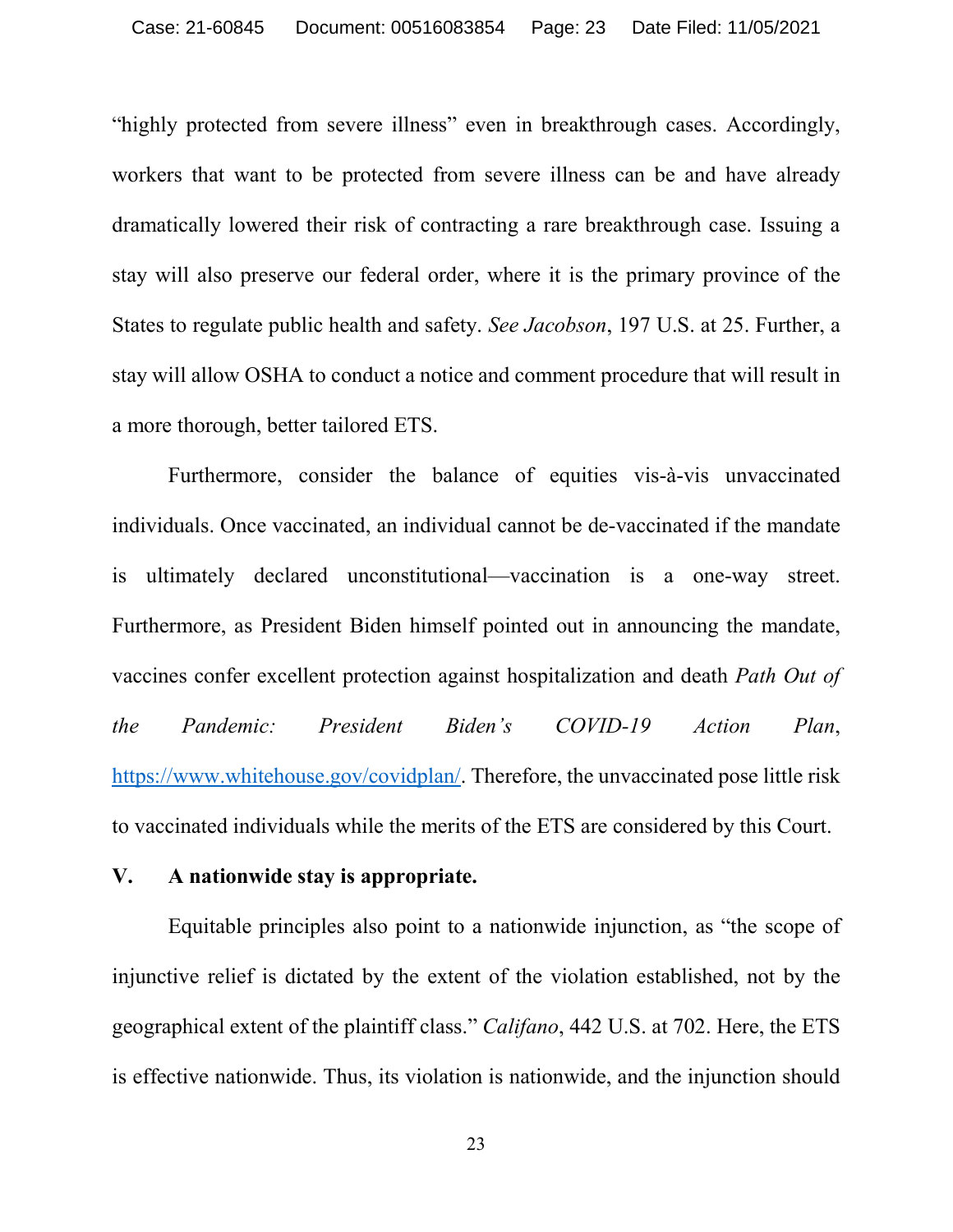"highly protected from severe illness" even in breakthrough cases. Accordingly, workers that want to be protected from severe illness can be and have already dramatically lowered their risk of contracting a rare breakthrough case. Issuing a stay will also preserve our federal order, where it is the primary province of the States to regulate public health and safety. *See Jacobson*, 197 U.S. at 25. Further, a stay will allow OSHA to conduct a notice and comment procedure that will result in a more thorough, better tailored ETS.

Furthermore, consider the balance of equities vis-à-vis unvaccinated individuals. Once vaccinated, an individual cannot be de-vaccinated if the mandate is ultimately declared unconstitutional—vaccination is a one-way street. Furthermore, as President Biden himself pointed out in announcing the mandate, vaccines confer excellent protection against hospitalization and death *Path Out of the Pandemic: President Biden's COVID-19 Action Plan*, https://www.whitehouse.gov/covidplan/. Therefore, the unvaccinated pose little risk to vaccinated individuals while the merits of the ETS are considered by this Court.

## V. A nationwide stay is appropriate.

Equitable principles also point to a nationwide injunction, as "the scope of injunctive relief is dictated by the extent of the violation established, not by the geographical extent of the plaintiff class." *Califano*, 442 U.S. at 702. Here, the ETS is effective nationwide. Thus, its violation is nationwide, and the injunction should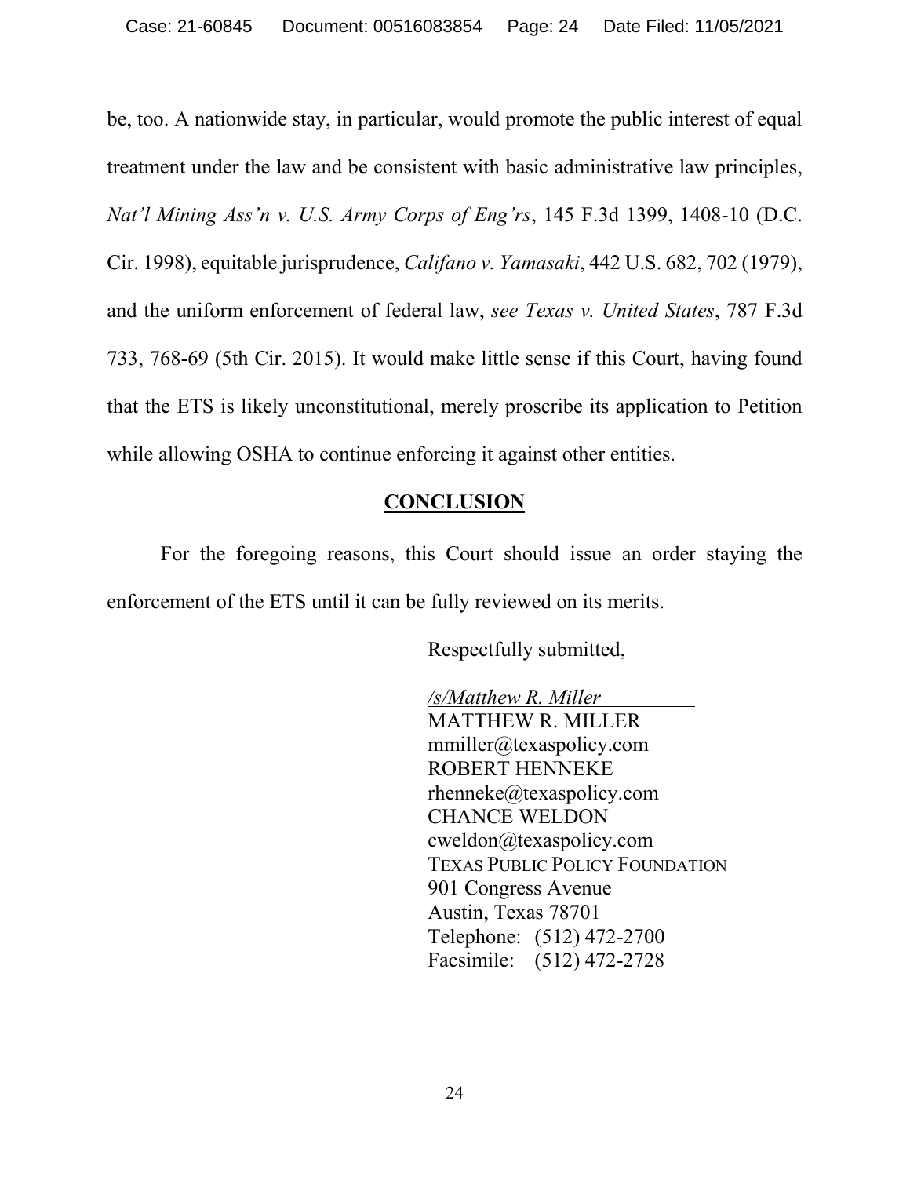be, too. A nationwide stay, in particular, would promote the public interest of equal treatment under the law and be consistent with basic administrative law principles, *Nat'l Mining Ass'n v. U.S. Army Corps of Eng'rs*, 145 F.3d 1399, 1408-10 (D.C. Cir. 1998), equitable jurisprudence, *Califano v. Yamasaki*, 442 U.S. 682, 702 (1979), and the uniform enforcement of federal law, *see Texas v. United States*, 787 F.3d 733, 768-69 (5th Cir. 2015). It would make little sense if this Court, having found that the ETS is likely unconstitutional, merely proscribe its application to Petition while allowing OSHA to continue enforcing it against other entities.

## CONCLUSION

For the foregoing reasons, this Court should issue an order staying the enforcement of the ETS until it can be fully reviewed on its merits.

Respectfully submitted,

*/s/Matthew R. Miller*
MATTHEW R. MILLER
mmiller@texaspolicy.com
ROBERT HENNEKE
rhenneke@texaspolicy.com
CHANCE WELDON
cweldon@texaspolicy.com
TEXAS PUBLIC POLICY FOUNDATION
901 Congress Avenue
Austin, Texas 78701
Telephone: (512) 472-2700
Facsimile: (512) 472-2728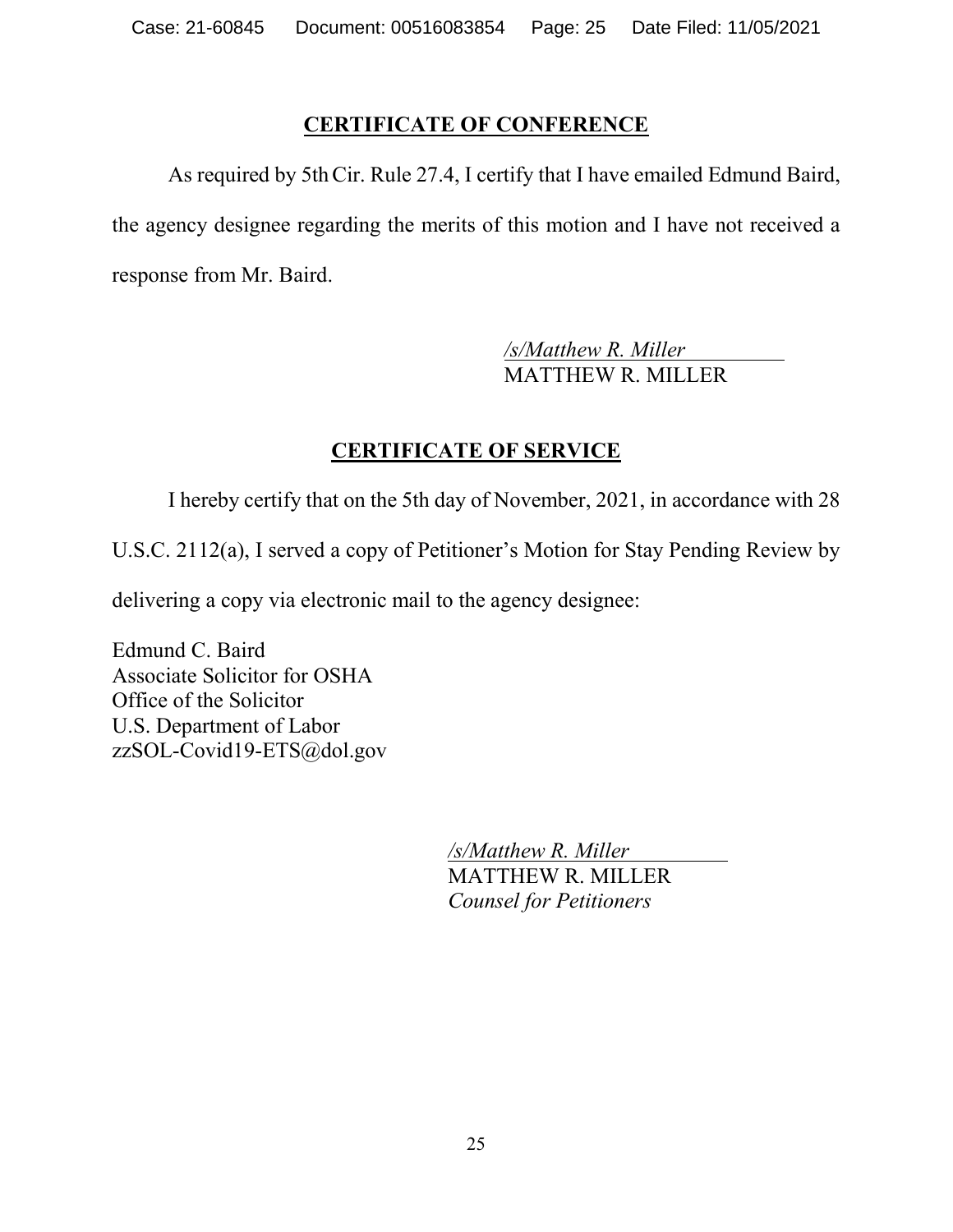## CERTIFICATE OF CONFERENCE

As required by 5th Cir. Rule 27.4, I certify that I have emailed Edmund Baird, the agency designee regarding the merits of this motion and I have not received a response from Mr. Baird.

*/s/Matthew R. Miller*
MATTHEW R. MILLER

## CERTIFICATE OF SERVICE

I hereby certify that on the 5th day of November, 2021, in accordance with 28 U.S.C. 2112(a), I served a copy of Petitioner's Motion for Stay Pending Review by delivering a copy via electronic mail to the agency designee:

Edmund C. Baird
Associate Solicitor for OSHA
Office of the Solicitor
U.S. Department of Labor
zzSOL-Covid19-ETS@dol.gov

*/s/Matthew R. Miller*
MATTHEW R. MILLER
*Counsel for Petitioners*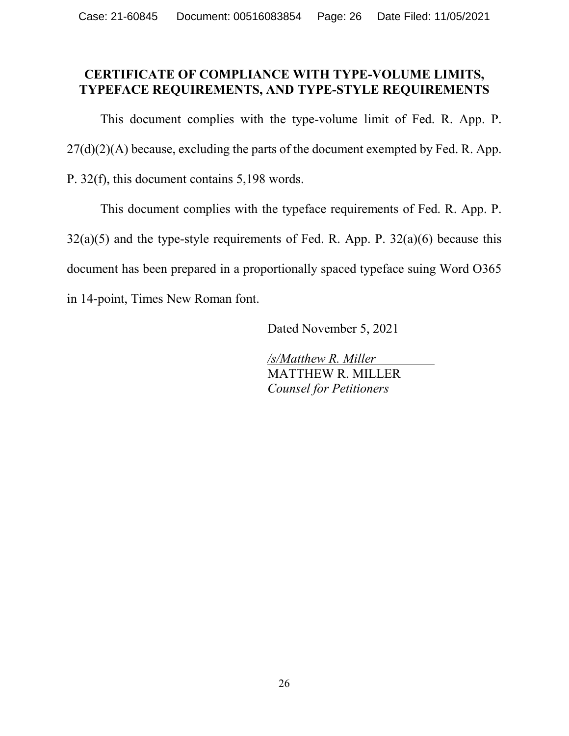## CERTIFICATE OF COMPLIANCE WITH TYPE-VOLUME LIMITS, TYPEFACE REQUIREMENTS, AND TYPE-STYLE REQUIREMENTS

This document complies with the type-volume limit of Fed. R. App. P. 27(d)(2)(A) because, excluding the parts of the document exempted by Fed. R. App. P. 32(f), this document contains 5,198 words.

This document complies with the typeface requirements of Fed. R. App. P. 32(a)(5) and the type-style requirements of Fed. R. App. P. 32(a)(6) because this document has been prepared in a proportionally spaced typeface suing Word O365 in 14-point, Times New Roman font.

Dated November 5, 2021

*/s/Matthew R. Miller*
MATTHEW R. MILLER
*Counsel for Petitioners*